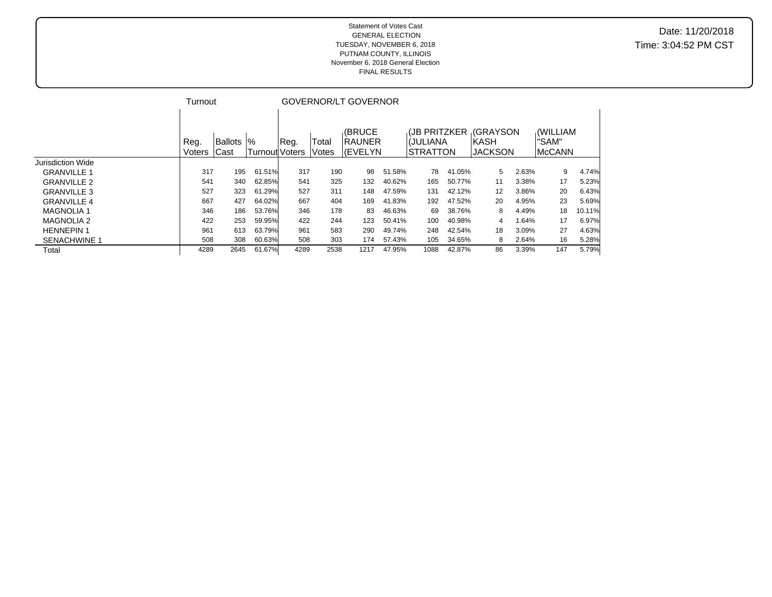Statement of Votes Cast
GENERAL ELECTION
TUESDAY, NOVEMBER 6, 2018
PUTNAM COUNTY, ILLINOIS
November 6, 2018 General Election
FINAL RESULTS

Date: 11/20/2018
Time: 3:04:52 PM CST

| | Turnout | | | GOVERNOR/LT GOVERNOR | | | | | | | | | | |
|---|---|---|---|---|---|---|---|---|---|---|---|---|---|---|
| | Reg. Voters | Ballots Cast | % Turnout | Reg. Voters | Total Votes | (BRUCE RAUNER (EVELYN | | (JB PRITZKER (JULIANA STRATTON | | (GRAYSON KASH JACKSON | | (WILLIAM "SAM" McCANN | |
| Jurisdiction Wide | | | | | | | | | | | | | | |
| GRANVILLE 1 | 317 | 195 | 61.51% | 317 | 190 | 98 | 51.58% | 78 | 41.05% | 5 | 2.63% | 9 | 4.74% |
| GRANVILLE 2 | 541 | 340 | 62.85% | 541 | 325 | 132 | 40.62% | 165 | 50.77% | 11 | 3.38% | 17 | 5.23% |
| GRANVILLE 3 | 527 | 323 | 61.29% | 527 | 311 | 148 | 47.59% | 131 | 42.12% | 12 | 3.86% | 20 | 6.43% |
| GRANVILLE 4 | 667 | 427 | 64.02% | 667 | 404 | 169 | 41.83% | 192 | 47.52% | 20 | 4.95% | 23 | 5.69% |
| MAGNOLIA 1 | 346 | 186 | 53.76% | 346 | 178 | 83 | 46.63% | 69 | 38.76% | 8 | 4.49% | 18 | 10.11% |
| MAGNOLIA 2 | 422 | 253 | 59.95% | 422 | 244 | 123 | 50.41% | 100 | 40.98% | 4 | 1.64% | 17 | 6.97% |
| HENNEPIN 1 | 961 | 613 | 63.79% | 961 | 583 | 290 | 49.74% | 248 | 42.54% | 18 | 3.09% | 27 | 4.63% |
| SENACHWINE 1 | 508 | 308 | 60.63% | 508 | 303 | 174 | 57.43% | 105 | 34.65% | 8 | 2.64% | 16 | 5.28% |
| Total | 4289 | 2645 | 61.67% | 4289 | 2538 | 1217 | 47.95% | 1088 | 42.87% | 86 | 3.39% | 147 | 5.79% |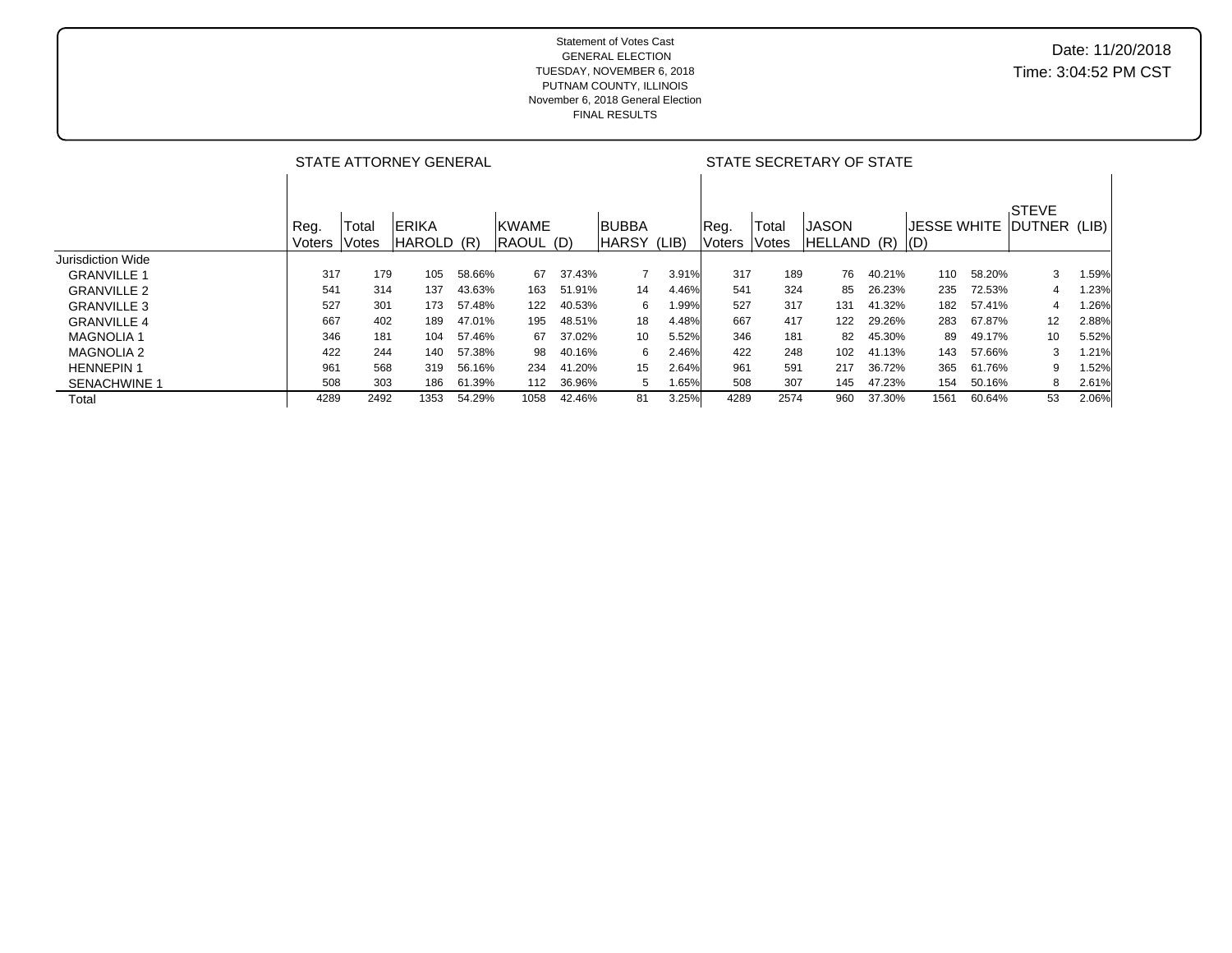Statement of Votes Cast
GENERAL ELECTION
TUESDAY, NOVEMBER 6, 2018
PUTNAM COUNTY, ILLINOIS
November 6, 2018 General Election
FINAL RESULTS

Date: 11/20/2018
Time: 3:04:52 PM CST

| | STATE ATTORNEY GENERAL | | | | | | | | | STATE SECRETARY OF STATE | | | | | | | | |
|---|---|---|---|---|---|---|---|---|---|---|---|---|---|---|---|---|---|---|
| | Reg. Voters | Total Votes | ERIKA HAROLD (R) | | KWAME RAOUL (D) | | BUBBA HARSY (LIB) | | | Reg. Voters | Total Votes | JASON HELLAND (R) | | JESSE WHITE (D) | | STEVE DUTNER (LIB) | |
| Jurisdiction Wide | | | | | | | | | | | | | | | | | |
| GRANVILLE 1 | 317 | 179 | 105 | 58.66% | 67 | 37.43% | 7 | 3.91% | 317 | 189 | 76 | 40.21% | 110 | 58.20% | 3 | 1.59% |
| GRANVILLE 2 | 541 | 314 | 137 | 43.63% | 163 | 51.91% | 14 | 4.46% | 541 | 324 | 85 | 26.23% | 235 | 72.53% | 4 | 1.23% |
| GRANVILLE 3 | 527 | 301 | 173 | 57.48% | 122 | 40.53% | 6 | 1.99% | 527 | 317 | 131 | 41.32% | 182 | 57.41% | 4 | 1.26% |
| GRANVILLE 4 | 667 | 402 | 189 | 47.01% | 195 | 48.51% | 18 | 4.48% | 667 | 417 | 122 | 29.26% | 283 | 67.87% | 12 | 2.88% |
| MAGNOLIA 1 | 346 | 181 | 104 | 57.46% | 67 | 37.02% | 10 | 5.52% | 346 | 181 | 82 | 45.30% | 89 | 49.17% | 10 | 5.52% |
| MAGNOLIA 2 | 422 | 244 | 140 | 57.38% | 98 | 40.16% | 6 | 2.46% | 422 | 248 | 102 | 41.13% | 143 | 57.66% | 3 | 1.21% |
| HENNEPIN 1 | 961 | 568 | 319 | 56.16% | 234 | 41.20% | 15 | 2.64% | 961 | 591 | 217 | 36.72% | 365 | 61.76% | 9 | 1.52% |
| SENACHWINE 1 | 508 | 303 | 186 | 61.39% | 112 | 36.96% | 5 | 1.65% | 508 | 307 | 145 | 47.23% | 154 | 50.16% | 8 | 2.61% |
| Total | 4289 | 2492 | 1353 | 54.29% | 1058 | 42.46% | 81 | 3.25% | 4289 | 2574 | 960 | 37.30% | 1561 | 60.64% | 53 | 2.06% |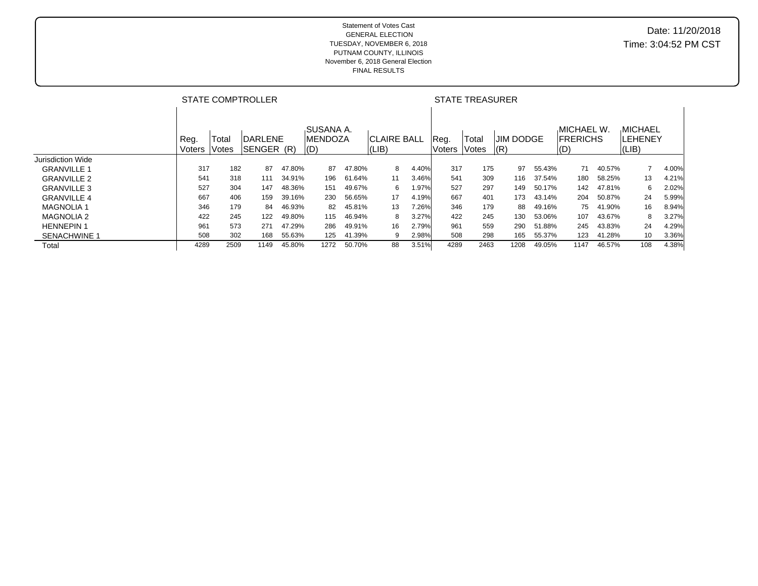Statement of Votes Cast
GENERAL ELECTION
TUESDAY, NOVEMBER 6, 2018
PUTNAM COUNTY, ILLINOIS
November 6, 2018 General Election
FINAL RESULTS

Date: 11/20/2018
Time: 3:04:52 PM CST

| | STATE COMPTROLLER | | | | | | | | | STATE TREASURER | | | | | | | | |
|---|---|---|---|---|---|---|---|---|---|---|---|---|---|---|---|---|---|---|
| | Reg. Voters | Total Votes | DARLENE SENGER (R) | | SUSANA A. MENDOZA (D) | | CLAIRE BALL (LIB) | | | Reg. Voters | Total Votes | JIM DODGE (R) | | MICHAEL W. FRERICHS (D) | | MICHAEL LEHENEY (LIB) | | |
| Jurisdiction Wide | | | | | | | | | | | | | | | | | | |
| GRANVILLE 1 | 317 | 182 | 87 | 47.80% | 87 | 47.80% | 8 | 4.40% | | 317 | 175 | 97 | 55.43% | 71 | 40.57% | 7 | 4.00% | |
| GRANVILLE 2 | 541 | 318 | 111 | 34.91% | 196 | 61.64% | 11 | 3.46% | | 541 | 309 | 116 | 37.54% | 180 | 58.25% | 13 | 4.21% | |
| GRANVILLE 3 | 527 | 304 | 147 | 48.36% | 151 | 49.67% | 6 | 1.97% | | 527 | 297 | 149 | 50.17% | 142 | 47.81% | 6 | 2.02% | |
| GRANVILLE 4 | 667 | 406 | 159 | 39.16% | 230 | 56.65% | 17 | 4.19% | | 667 | 401 | 173 | 43.14% | 204 | 50.87% | 24 | 5.99% | |
| MAGNOLIA 1 | 346 | 179 | 84 | 46.93% | 82 | 45.81% | 13 | 7.26% | | 346 | 179 | 88 | 49.16% | 75 | 41.90% | 16 | 8.94% | |
| MAGNOLIA 2 | 422 | 245 | 122 | 49.80% | 115 | 46.94% | 8 | 3.27% | | 422 | 245 | 130 | 53.06% | 107 | 43.67% | 8 | 3.27% | |
| HENNEPIN 1 | 961 | 573 | 271 | 47.29% | 286 | 49.91% | 16 | 2.79% | | 961 | 559 | 290 | 51.88% | 245 | 43.83% | 24 | 4.29% | |
| SENACHWINE 1 | 508 | 302 | 168 | 55.63% | 125 | 41.39% | 9 | 2.98% | | 508 | 298 | 165 | 55.37% | 123 | 41.28% | 10 | 3.36% | |
| Total | 4289 | 2509 | 1149 | 45.80% | 1272 | 50.70% | 88 | 3.51% | | 4289 | 2463 | 1208 | 49.05% | 1147 | 46.57% | 108 | 4.38% | |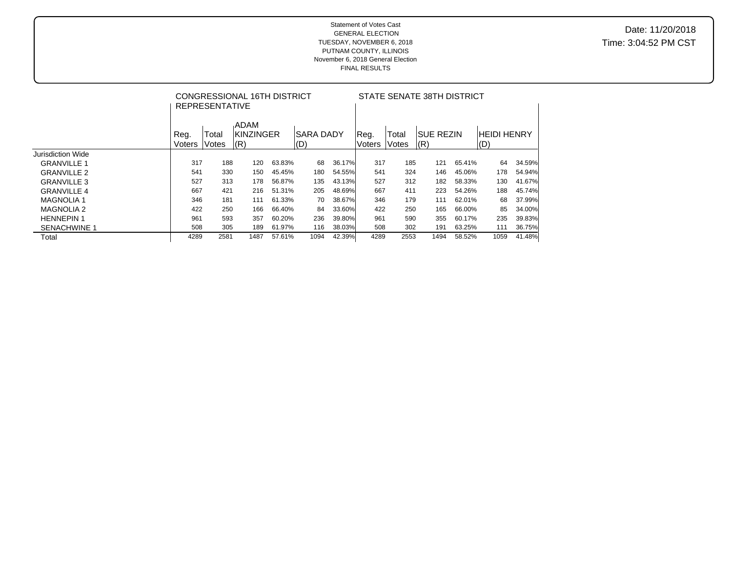Statement of Votes Cast
GENERAL ELECTION
TUESDAY, NOVEMBER 6, 2018
PUTNAM COUNTY, ILLINOIS
November 6, 2018 General Election
FINAL RESULTS

Date: 11/20/2018
Time: 3:04:52 PM CST

| | CONGRESSIONAL 16TH DISTRICT REPRESENTATIVE | | | | | | STATE SENATE 38TH DISTRICT | | | | | |
|---|---|---|---|---|---|---|---|---|---|---|---|---|
| | Reg. Voters | Total Votes | ADAM KINZINGER (R) | | SARA DADY (D) | | Reg. Voters | Total Votes | SUE REZIN (R) | | HEIDI HENRY (D) | |
| Jurisdiction Wide | | | | | | | | | | | | |
| GRANVILLE 1 | 317 | 188 | 120 | 63.83% | 68 | 36.17% | 317 | 185 | 121 | 65.41% | 64 | 34.59% |
| GRANVILLE 2 | 541 | 330 | 150 | 45.45% | 180 | 54.55% | 541 | 324 | 146 | 45.06% | 178 | 54.94% |
| GRANVILLE 3 | 527 | 313 | 178 | 56.87% | 135 | 43.13% | 527 | 312 | 182 | 58.33% | 130 | 41.67% |
| GRANVILLE 4 | 667 | 421 | 216 | 51.31% | 205 | 48.69% | 667 | 411 | 223 | 54.26% | 188 | 45.74% |
| MAGNOLIA 1 | 346 | 181 | 111 | 61.33% | 70 | 38.67% | 346 | 179 | 111 | 62.01% | 68 | 37.99% |
| MAGNOLIA 2 | 422 | 250 | 166 | 66.40% | 84 | 33.60% | 422 | 250 | 165 | 66.00% | 85 | 34.00% |
| HENNEPIN 1 | 961 | 593 | 357 | 60.20% | 236 | 39.80% | 961 | 590 | 355 | 60.17% | 235 | 39.83% |
| SENACHWINE 1 | 508 | 305 | 189 | 61.97% | 116 | 38.03% | 508 | 302 | 191 | 63.25% | 111 | 36.75% |
| Total | 4289 | 2581 | 1487 | 57.61% | 1094 | 42.39% | 4289 | 2553 | 1494 | 58.52% | 1059 | 41.48% |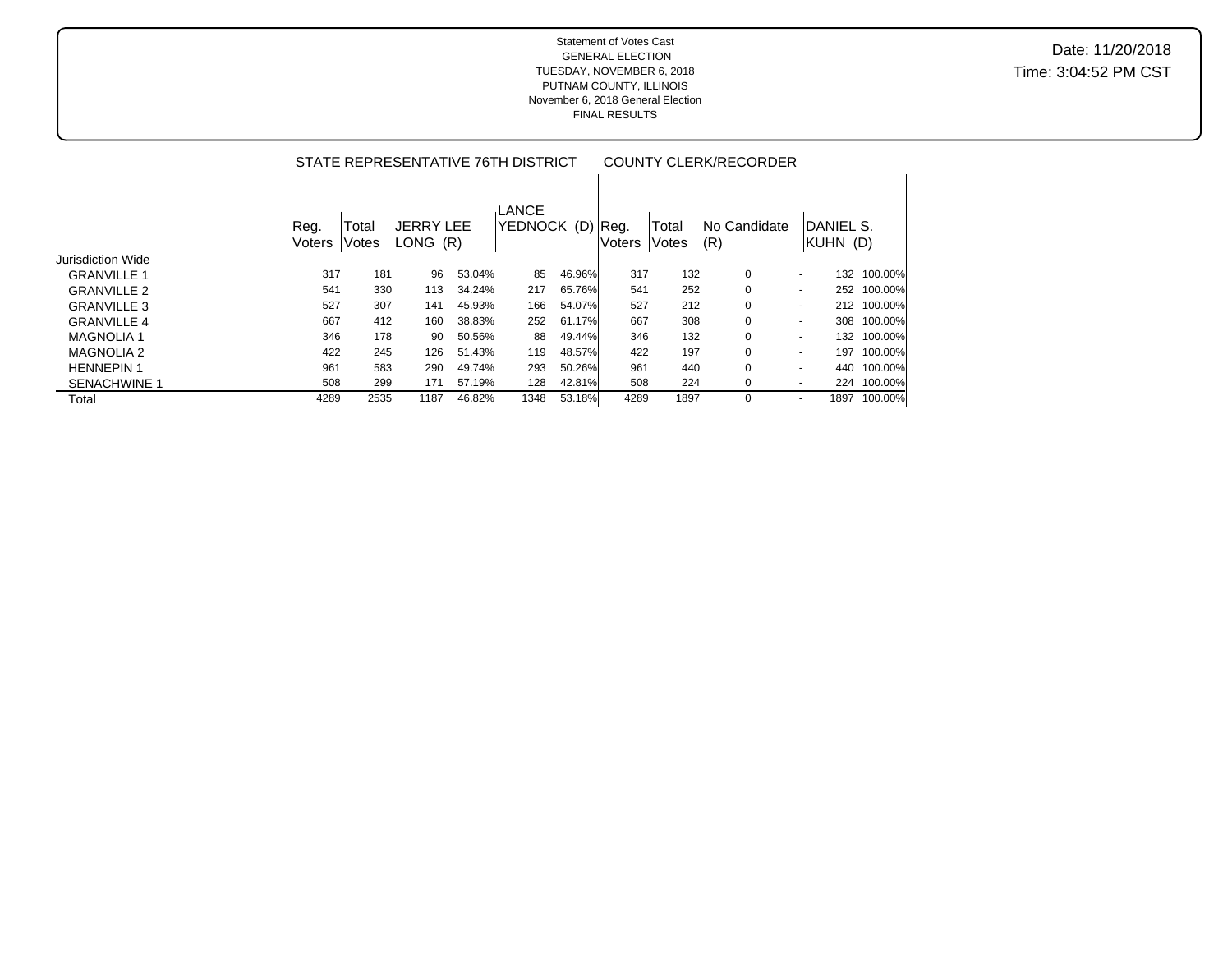Statement of Votes Cast
GENERAL ELECTION
TUESDAY, NOVEMBER 6, 2018
PUTNAM COUNTY, ILLINOIS
November 6, 2018 General Election
FINAL RESULTS

Date: 11/20/2018
Time: 3:04:52 PM CST

| | STATE REPRESENTATIVE 76TH DISTRICT | | | | | | COUNTY CLERK/RECORDER | | | | | |
|---|---|---|---|---|---|---|---|---|---|---|---|---|
| | Reg. Voters | Total Votes | JERRY LEE LONG (R) | | LANCE YEDNOCK (D) | | Reg. Voters | Total Votes | No Candidate (R) | | DANIEL S. KUHN (D) | |
| Jurisdiction Wide | | | | | | | | | | | | |
| GRANVILLE 1 | 317 | 181 | 96 | 53.04% | 85 | 46.96% | 317 | 132 | 0 | - | 132 | 100.00% |
| GRANVILLE 2 | 541 | 330 | 113 | 34.24% | 217 | 65.76% | 541 | 252 | 0 | - | 252 | 100.00% |
| GRANVILLE 3 | 527 | 307 | 141 | 45.93% | 166 | 54.07% | 527 | 212 | 0 | - | 212 | 100.00% |
| GRANVILLE 4 | 667 | 412 | 160 | 38.83% | 252 | 61.17% | 667 | 308 | 0 | - | 308 | 100.00% |
| MAGNOLIA 1 | 346 | 178 | 90 | 50.56% | 88 | 49.44% | 346 | 132 | 0 | - | 132 | 100.00% |
| MAGNOLIA 2 | 422 | 245 | 126 | 51.43% | 119 | 48.57% | 422 | 197 | 0 | - | 197 | 100.00% |
| HENNEPIN 1 | 961 | 583 | 290 | 49.74% | 293 | 50.26% | 961 | 440 | 0 | - | 440 | 100.00% |
| SENACHWINE 1 | 508 | 299 | 171 | 57.19% | 128 | 42.81% | 508 | 224 | 0 | - | 224 | 100.00% |
| Total | 4289 | 2535 | 1187 | 46.82% | 1348 | 53.18% | 4289 | 1897 | 0 | - | 1897 | 100.00% |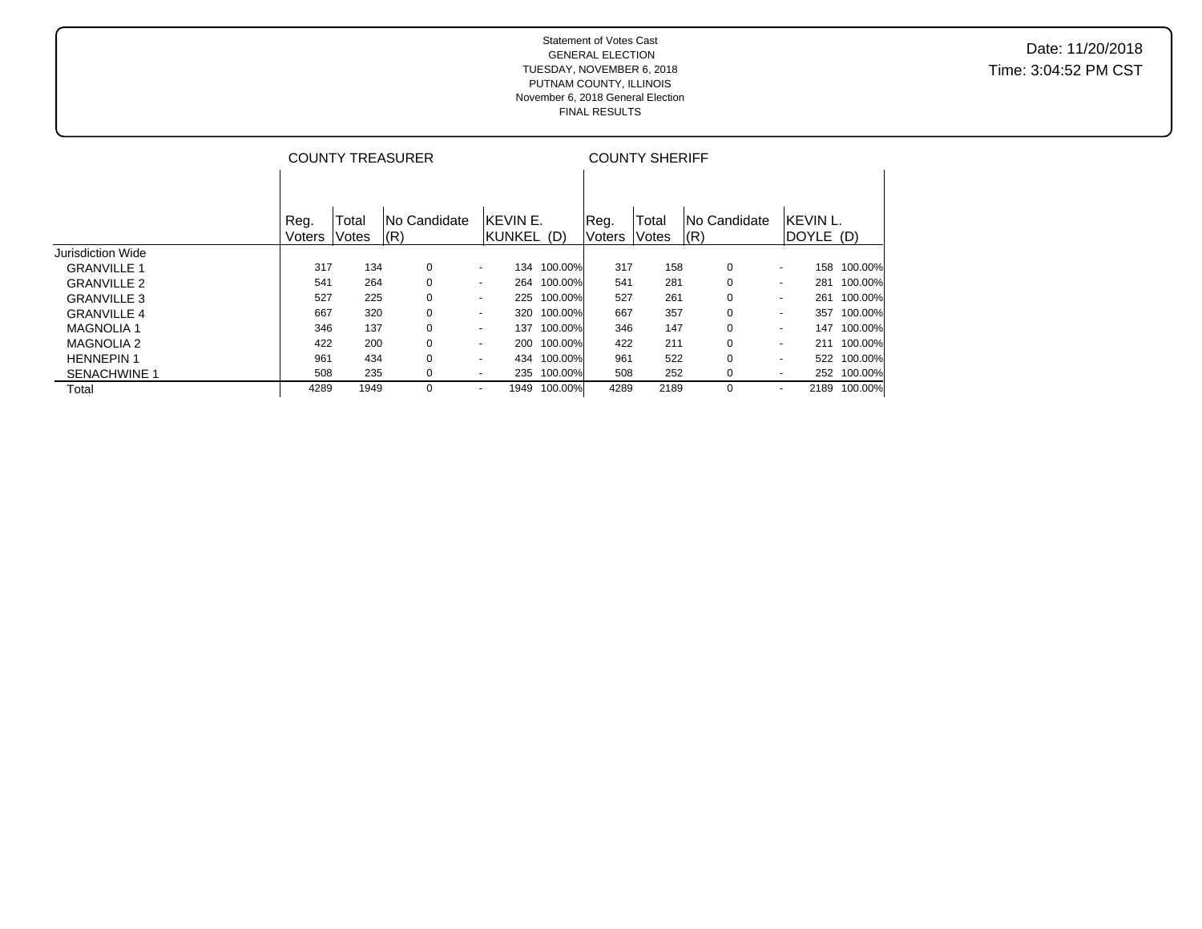Statement of Votes Cast
GENERAL ELECTION
TUESDAY, NOVEMBER 6, 2018
PUTNAM COUNTY, ILLINOIS
November 6, 2018 General Election
FINAL RESULTS

Date: 11/20/2018
Time: 3:04:52 PM CST

| | COUNTY TREASURER | | | | | | COUNTY SHERIFF | | | | | |
|---|---|---|---|---|---|---|---|---|---|---|---|---|
| | Reg. Voters | Total Votes | No Candidate (R) | | KEVIN E. KUNKEL (D) | | Reg. Voters | Total Votes | No Candidate (R) | | KEVIN L. DOYLE (D) | |
| Jurisdiction Wide | | | | | | | | | | | | |
| GRANVILLE 1 | 317 | 134 | 0 | - | 134 | 100.00% | 317 | 158 | 0 | - | 158 | 100.00% |
| GRANVILLE 2 | 541 | 264 | 0 | - | 264 | 100.00% | 541 | 281 | 0 | - | 281 | 100.00% |
| GRANVILLE 3 | 527 | 225 | 0 | - | 225 | 100.00% | 527 | 261 | 0 | - | 261 | 100.00% |
| GRANVILLE 4 | 667 | 320 | 0 | - | 320 | 100.00% | 667 | 357 | 0 | - | 357 | 100.00% |
| MAGNOLIA 1 | 346 | 137 | 0 | - | 137 | 100.00% | 346 | 147 | 0 | - | 147 | 100.00% |
| MAGNOLIA 2 | 422 | 200 | 0 | - | 200 | 100.00% | 422 | 211 | 0 | - | 211 | 100.00% |
| HENNEPIN 1 | 961 | 434 | 0 | - | 434 | 100.00% | 961 | 522 | 0 | - | 522 | 100.00% |
| SENACHWINE 1 | 508 | 235 | 0 | - | 235 | 100.00% | 508 | 252 | 0 | - | 252 | 100.00% |
| Total | 4289 | 1949 | 0 | - | 1949 | 100.00% | 4289 | 2189 | 0 | - | 2189 | 100.00% |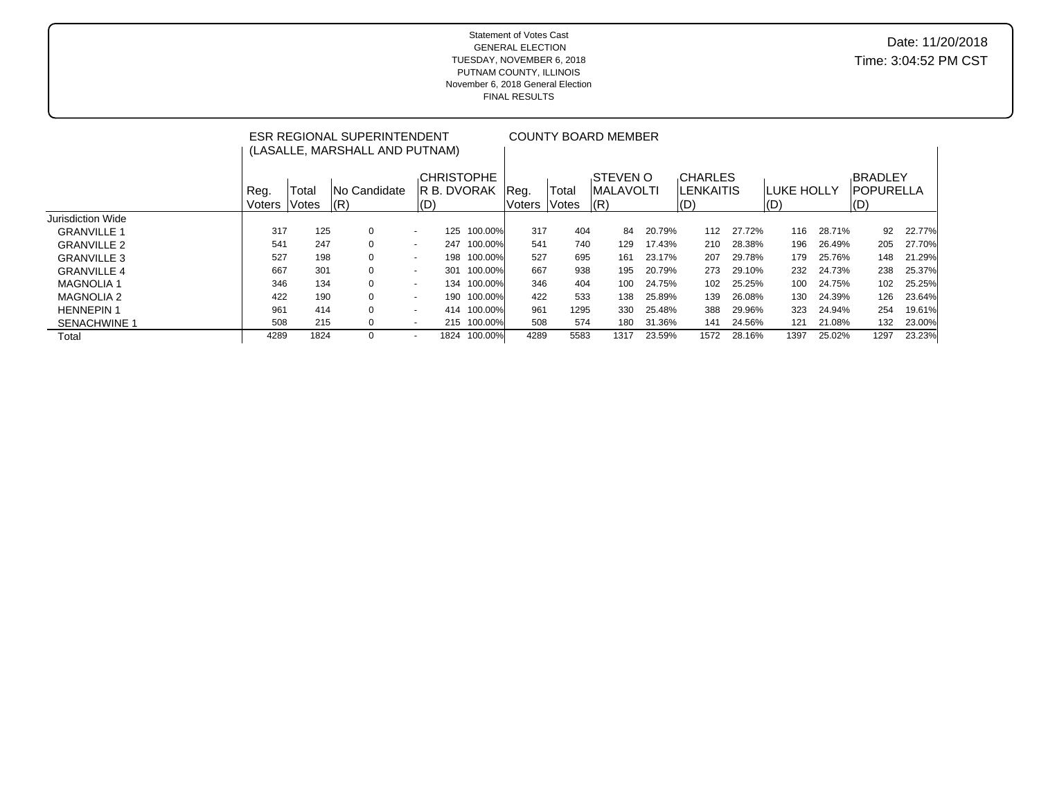Statement of Votes Cast
GENERAL ELECTION
TUESDAY, NOVEMBER 6, 2018
PUTNAM COUNTY, ILLINOIS
November 6, 2018 General Election
FINAL RESULTS

Date: 11/20/2018
Time: 3:04:52 PM CST

| | ESR REGIONAL SUPERINTENDENT (LASALLE, MARSHALL AND PUTNAM) | | | | | | COUNTY BOARD MEMBER | | | | | | | | | | | |
|---|---|---|---|---|---|---|---|---|---|---|---|---|---|---|---|---|---|---|
| | Reg. Voters | Total Votes | No Candidate (R) | | CHRISTOPHER B. DVORAK (D) | | Reg. Voters | Total Votes | STEVEN O MALAVOLTI (R) | | CHARLES LENKAITIS (D) | | LUKE HOLLY (D) | | BRADLEY POPURELLA (D) | |
| Jurisdiction Wide | | | | | | | | | | | | | | | | |
| GRANVILLE 1 | 317 | 125 | 0 | - | 125 | 100.00% | 317 | 404 | 84 | 20.79% | 112 | 27.72% | 116 | 28.71% | 92 | 22.77% |
| GRANVILLE 2 | 541 | 247 | 0 | - | 247 | 100.00% | 541 | 740 | 129 | 17.43% | 210 | 28.38% | 196 | 26.49% | 205 | 27.70% |
| GRANVILLE 3 | 527 | 198 | 0 | - | 198 | 100.00% | 527 | 695 | 161 | 23.17% | 207 | 29.78% | 179 | 25.76% | 148 | 21.29% |
| GRANVILLE 4 | 667 | 301 | 0 | - | 301 | 100.00% | 667 | 938 | 195 | 20.79% | 273 | 29.10% | 232 | 24.73% | 238 | 25.37% |
| MAGNOLIA 1 | 346 | 134 | 0 | - | 134 | 100.00% | 346 | 404 | 100 | 24.75% | 102 | 25.25% | 100 | 24.75% | 102 | 25.25% |
| MAGNOLIA 2 | 422 | 190 | 0 | - | 190 | 100.00% | 422 | 533 | 138 | 25.89% | 139 | 26.08% | 130 | 24.39% | 126 | 23.64% |
| HENNEPIN 1 | 961 | 414 | 0 | - | 414 | 100.00% | 961 | 1295 | 330 | 25.48% | 388 | 29.96% | 323 | 24.94% | 254 | 19.61% |
| SENACHWINE 1 | 508 | 215 | 0 | - | 215 | 100.00% | 508 | 574 | 180 | 31.36% | 141 | 24.56% | 121 | 21.08% | 132 | 23.00% |
| Total | 4289 | 1824 | 0 | - | 1824 | 100.00% | 4289 | 5583 | 1317 | 23.59% | 1572 | 28.16% | 1397 | 25.02% | 1297 | 23.23% |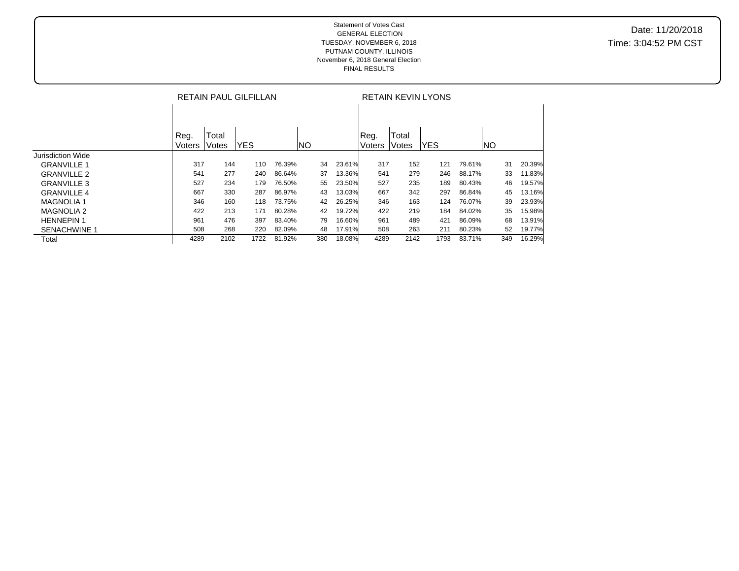Statement of Votes Cast
GENERAL ELECTION
TUESDAY, NOVEMBER 6, 2018
PUTNAM COUNTY, ILLINOIS
November 6, 2018 General Election
FINAL RESULTS

Date: 11/20/2018
Time: 3:04:52 PM CST

| | RETAIN PAUL GILFILLAN | | | | | | RETAIN KEVIN LYONS | | | | | |
|---|---|---|---|---|---|---|---|---|---|---|---|---|
| | Reg. Voters | Total Votes | YES | | NO | | Reg. Voters | Total Votes | YES | | NO | |
| Jurisdiction Wide | | | | | | | | | | | | |
| GRANVILLE 1 | 317 | 144 | 110 | 76.39% | 34 | 23.61% | 317 | 152 | 121 | 79.61% | 31 | 20.39% |
| GRANVILLE 2 | 541 | 277 | 240 | 86.64% | 37 | 13.36% | 541 | 279 | 246 | 88.17% | 33 | 11.83% |
| GRANVILLE 3 | 527 | 234 | 179 | 76.50% | 55 | 23.50% | 527 | 235 | 189 | 80.43% | 46 | 19.57% |
| GRANVILLE 4 | 667 | 330 | 287 | 86.97% | 43 | 13.03% | 667 | 342 | 297 | 86.84% | 45 | 13.16% |
| MAGNOLIA 1 | 346 | 160 | 118 | 73.75% | 42 | 26.25% | 346 | 163 | 124 | 76.07% | 39 | 23.93% |
| MAGNOLIA 2 | 422 | 213 | 171 | 80.28% | 42 | 19.72% | 422 | 219 | 184 | 84.02% | 35 | 15.98% |
| HENNEPIN 1 | 961 | 476 | 397 | 83.40% | 79 | 16.60% | 961 | 489 | 421 | 86.09% | 68 | 13.91% |
| SENACHWINE 1 | 508 | 268 | 220 | 82.09% | 48 | 17.91% | 508 | 263 | 211 | 80.23% | 52 | 19.77% |
| Total | 4289 | 2102 | 1722 | 81.92% | 380 | 18.08% | 4289 | 2142 | 1793 | 83.71% | 349 | 16.29% |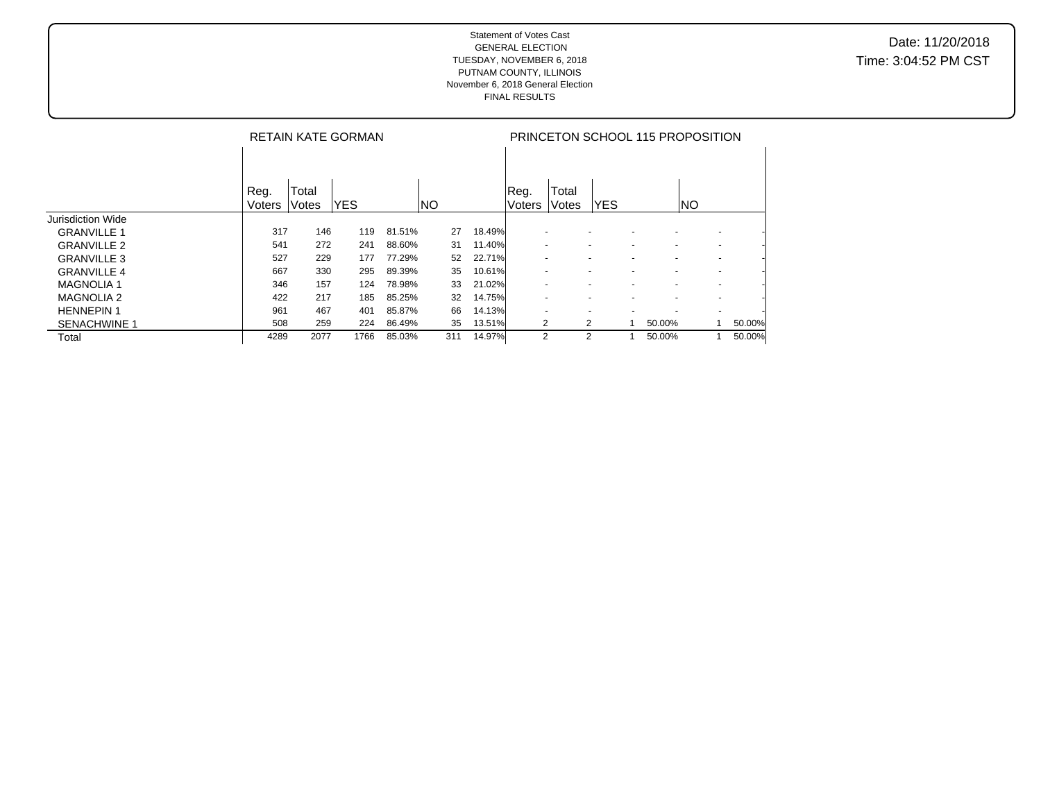Statement of Votes Cast
GENERAL ELECTION
TUESDAY, NOVEMBER 6, 2018
PUTNAM COUNTY, ILLINOIS
November 6, 2018 General Election
FINAL RESULTS

Date: 11/20/2018
Time: 3:04:52 PM CST

| | RETAIN KATE GORMAN | | | | | | PRINCETON SCHOOL 115 PROPOSITION | | | | | |
|---|---|---|---|---|---|---|---|---|---|---|---|---|
| | Reg. Voters | Total Votes | YES | | NO | | Reg. Voters | Total Votes | YES | | NO | |
| Jurisdiction Wide | | | | | | | | | | | | |
| GRANVILLE 1 | 317 | 146 | 119 | 81.51% | 27 | 18.49% | - | - | - | - | - | - |
| GRANVILLE 2 | 541 | 272 | 241 | 88.60% | 31 | 11.40% | - | - | - | - | - | - |
| GRANVILLE 3 | 527 | 229 | 177 | 77.29% | 52 | 22.71% | - | - | - | - | - | - |
| GRANVILLE 4 | 667 | 330 | 295 | 89.39% | 35 | 10.61% | - | - | - | - | - | - |
| MAGNOLIA 1 | 346 | 157 | 124 | 78.98% | 33 | 21.02% | - | - | - | - | - | - |
| MAGNOLIA 2 | 422 | 217 | 185 | 85.25% | 32 | 14.75% | - | - | - | - | - | - |
| HENNEPIN 1 | 961 | 467 | 401 | 85.87% | 66 | 14.13% | - | - | - | - | - | - |
| SENACHWINE 1 | 508 | 259 | 224 | 86.49% | 35 | 13.51% | 2 | 2 | 1 | 50.00% | 1 | 50.00% |
| Total | 4289 | 2077 | 1766 | 85.03% | 311 | 14.97% | 2 | 2 | 1 | 50.00% | 1 | 50.00% |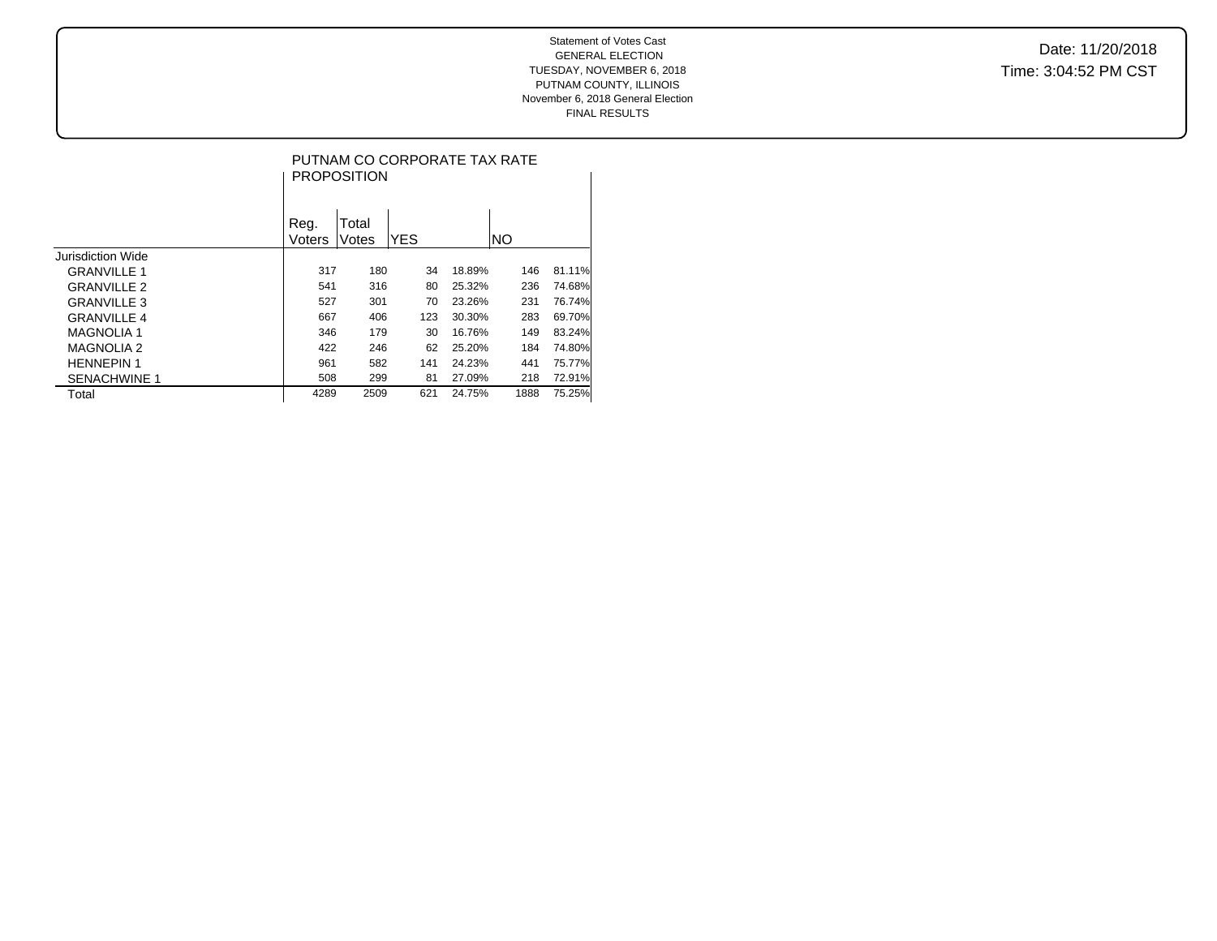Statement of Votes Cast
GENERAL ELECTION
TUESDAY, NOVEMBER 6, 2018
PUTNAM COUNTY, ILLINOIS
November 6, 2018 General Election
FINAL RESULTS

Date: 11/20/2018
Time: 3:04:52 PM CST

## PUTNAM CO CORPORATE TAX RATE PROPOSITION

| | Reg. Voters | Total Votes | YES | | NO | |
|---|---|---|---|---|---|---|
| Jurisdiction Wide | | | | | | |
| GRANVILLE 1 | 317 | 180 | 34 | 18.89% | 146 | 81.11% |
| GRANVILLE 2 | 541 | 316 | 80 | 25.32% | 236 | 74.68% |
| GRANVILLE 3 | 527 | 301 | 70 | 23.26% | 231 | 76.74% |
| GRANVILLE 4 | 667 | 406 | 123 | 30.30% | 283 | 69.70% |
| MAGNOLIA 1 | 346 | 179 | 30 | 16.76% | 149 | 83.24% |
| MAGNOLIA 2 | 422 | 246 | 62 | 25.20% | 184 | 74.80% |
| HENNEPIN 1 | 961 | 582 | 141 | 24.23% | 441 | 75.77% |
| SENACHWINE 1 | 508 | 299 | 81 | 27.09% | 218 | 72.91% |
| Total | 4289 | 2509 | 621 | 24.75% | 1888 | 75.25% |